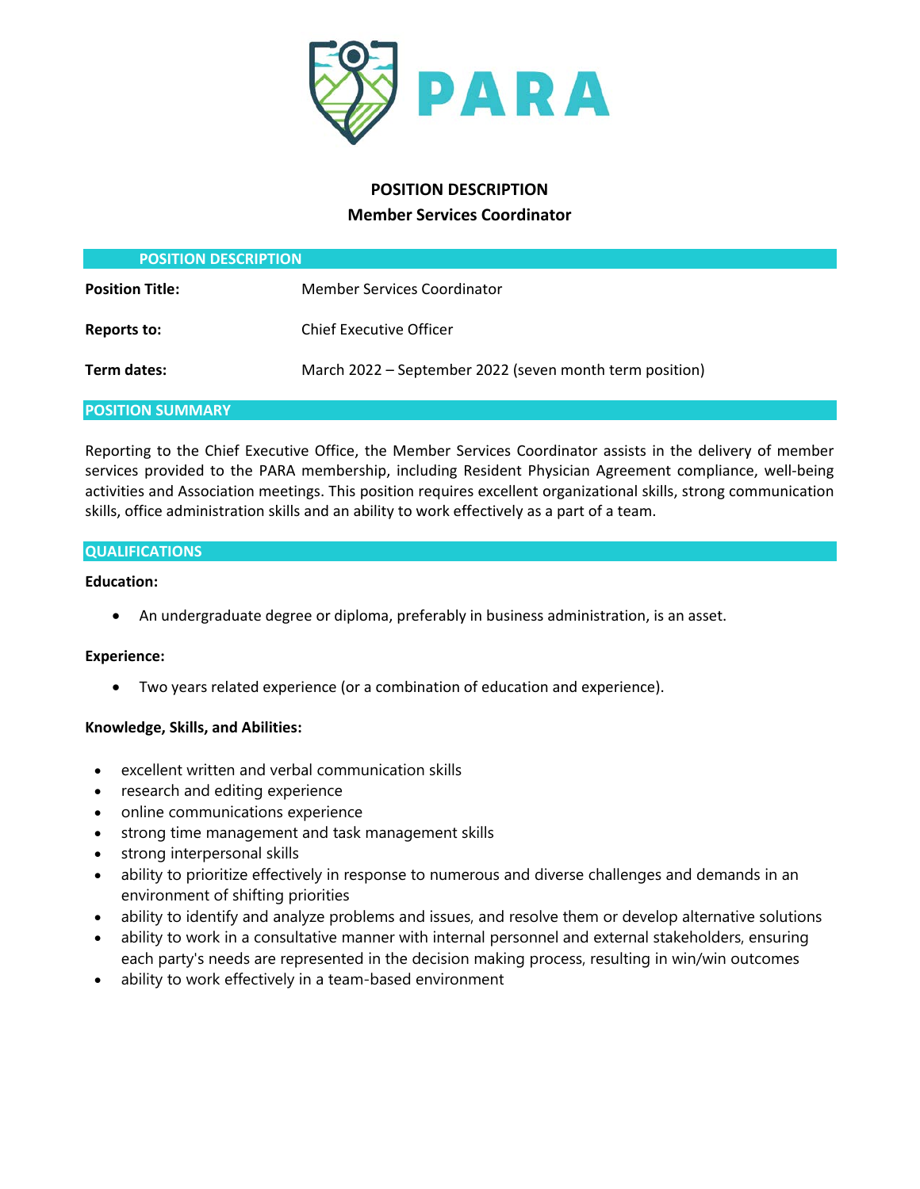PARA

# POSITION DESCRIPTION

## Member Services Coordinator

### POSITION DESCRIPTION

| | |
|---|---|
| **Position Title:** | Member Services Coordinator |
| **Reports to:** | Chief Executive Officer |
| **Term dates:** | March 2022 – September 2022 (seven month term position) |

### POSITION SUMMARY

Reporting to the Chief Executive Office, the Member Services Coordinator assists in the delivery of member services provided to the PARA membership, including Resident Physician Agreement compliance, well-being activities and Association meetings. This position requires excellent organizational skills, strong communication skills, office administration skills and an ability to work effectively as a part of a team.

### QUALIFICATIONS

**Education:**

- An undergraduate degree or diploma, preferably in business administration, is an asset.

**Experience:**

- Two years related experience (or a combination of education and experience).

**Knowledge, Skills, and Abilities:**

- excellent written and verbal communication skills
- research and editing experience
- online communications experience
- strong time management and task management skills
- strong interpersonal skills
- ability to prioritize effectively in response to numerous and diverse challenges and demands in an environment of shifting priorities
- ability to identify and analyze problems and issues, and resolve them or develop alternative solutions
- ability to work in a consultative manner with internal personnel and external stakeholders, ensuring each party's needs are represented in the decision making process, resulting in win/win outcomes
- ability to work effectively in a team-based environment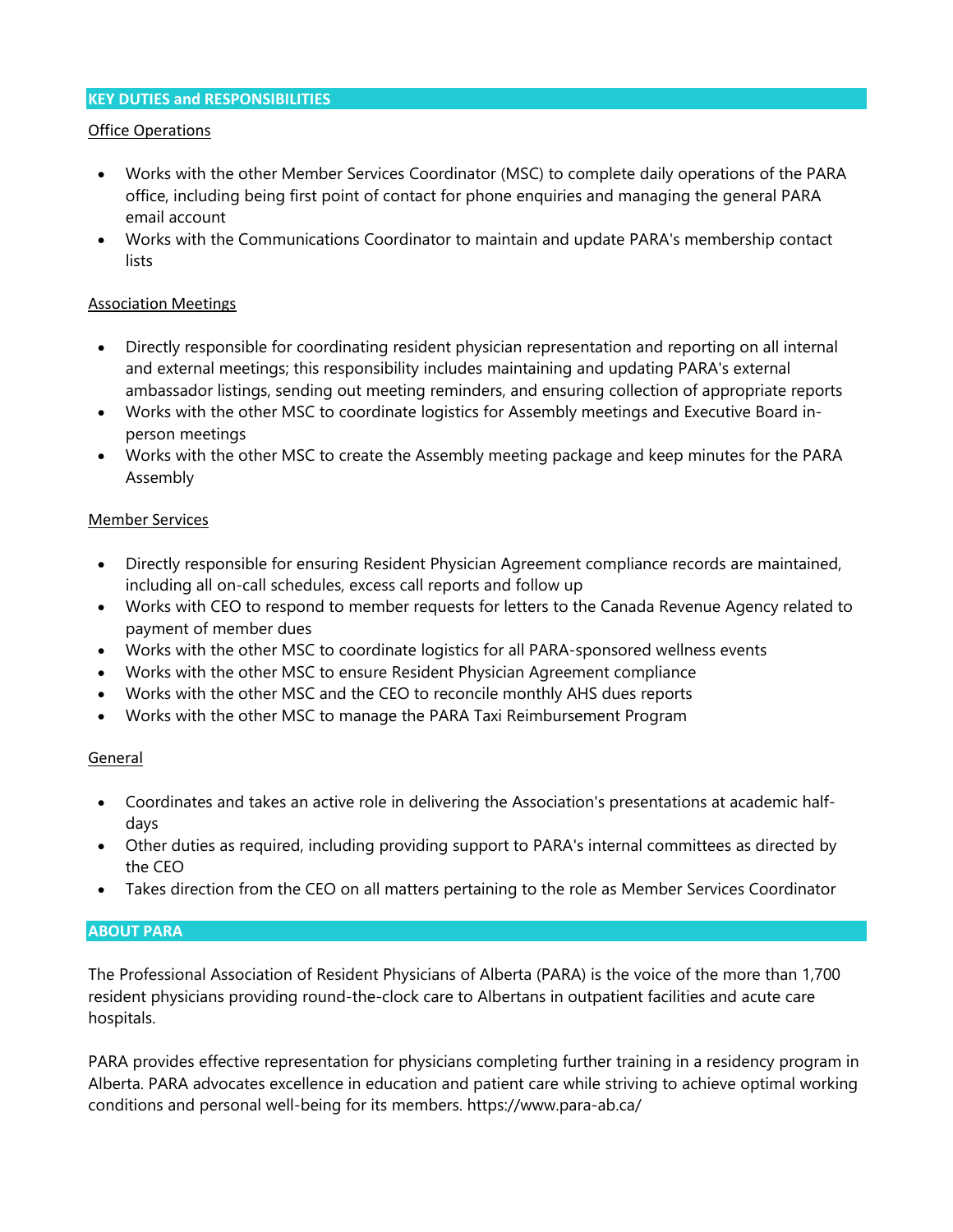## KEY DUTIES and RESPONSIBILITIES

Office Operations

- Works with the other Member Services Coordinator (MSC) to complete daily operations of the PARA office, including being first point of contact for phone enquiries and managing the general PARA email account
- Works with the Communications Coordinator to maintain and update PARA's membership contact lists

Association Meetings

- Directly responsible for coordinating resident physician representation and reporting on all internal and external meetings; this responsibility includes maintaining and updating PARA's external ambassador listings, sending out meeting reminders, and ensuring collection of appropriate reports
- Works with the other MSC to coordinate logistics for Assembly meetings and Executive Board in-person meetings
- Works with the other MSC to create the Assembly meeting package and keep minutes for the PARA Assembly

Member Services

- Directly responsible for ensuring Resident Physician Agreement compliance records are maintained, including all on-call schedules, excess call reports and follow up
- Works with CEO to respond to member requests for letters to the Canada Revenue Agency related to payment of member dues
- Works with the other MSC to coordinate logistics for all PARA-sponsored wellness events
- Works with the other MSC to ensure Resident Physician Agreement compliance
- Works with the other MSC and the CEO to reconcile monthly AHS dues reports
- Works with the other MSC to manage the PARA Taxi Reimbursement Program

General

- Coordinates and takes an active role in delivering the Association's presentations at academic half-days
- Other duties as required, including providing support to PARA's internal committees as directed by the CEO
- Takes direction from the CEO on all matters pertaining to the role as Member Services Coordinator

## ABOUT PARA

The Professional Association of Resident Physicians of Alberta (PARA) is the voice of the more than 1,700 resident physicians providing round-the-clock care to Albertans in outpatient facilities and acute care hospitals.

PARA provides effective representation for physicians completing further training in a residency program in Alberta. PARA advocates excellence in education and patient care while striving to achieve optimal working conditions and personal well-being for its members. https://www.para-ab.ca/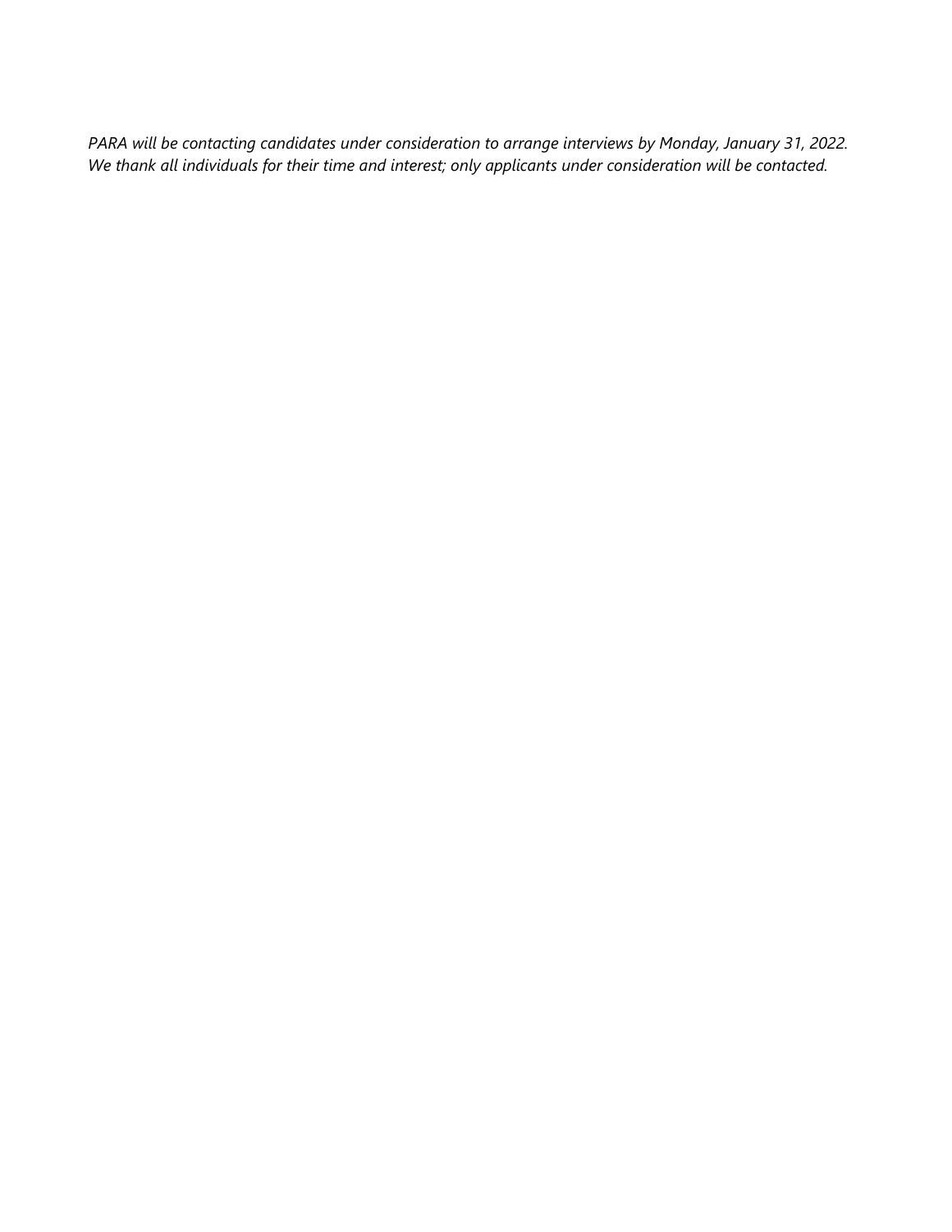*PARA will be contacting candidates under consideration to arrange interviews by Monday, January 31, 2022. We thank all individuals for their time and interest; only applicants under consideration will be contacted.*